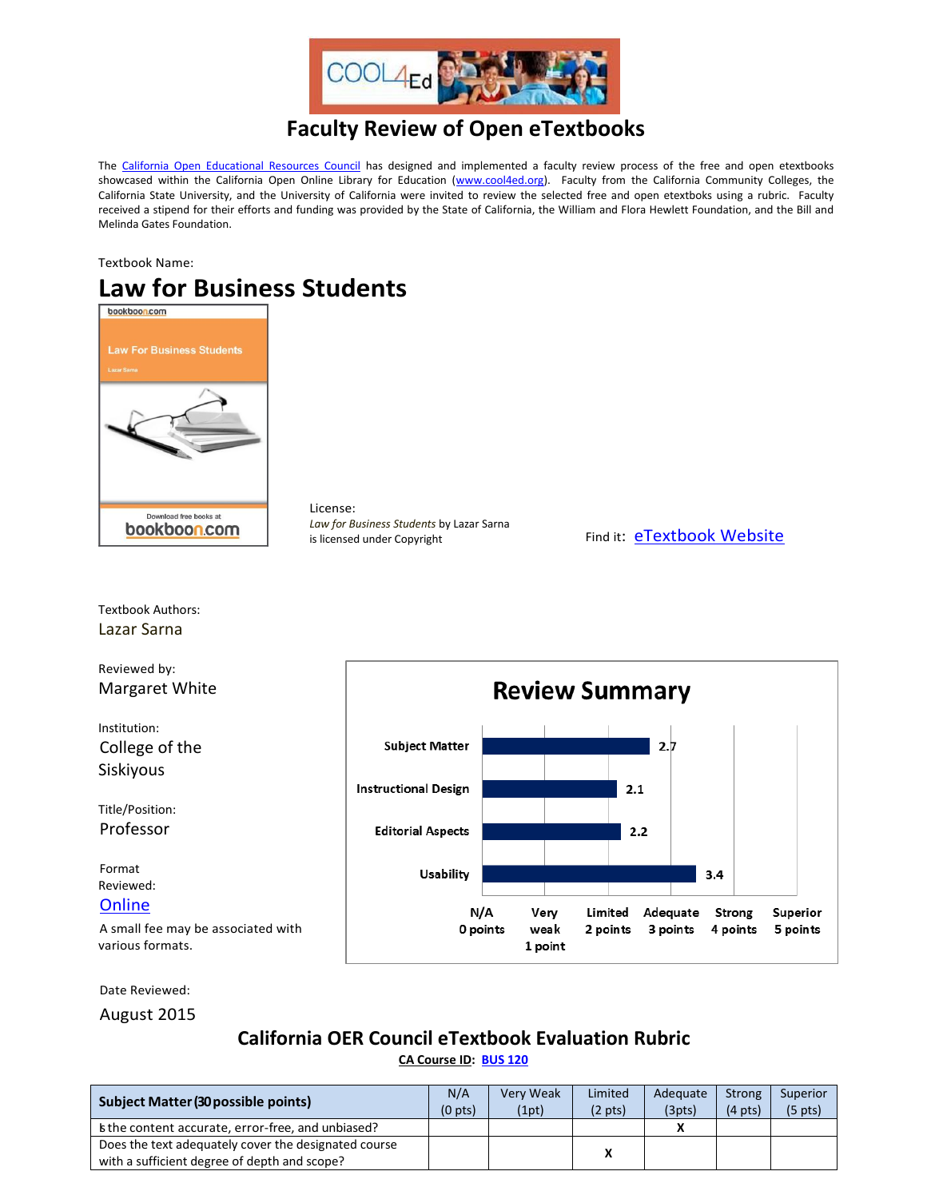# Faculty Review of Open eTextbooks

The [California Open Educational Resources Council](https://) has designed and implemented a faculty review process of the free and open etextbooks showcased within the California Open Online Library for Education (www.cool4ed.org). Faculty from the California Community Colleges, the California State University, and the University of California were invited to review the selected free and open etextboks using a rubric. Faculty received a stipend for their efforts and funding was provided by the State of California, the William and Flora Hewlett Foundation, and the Bill and Melinda Gates Foundation.

Textbook Name:

## Law for Business Students

License:
*Law for Business Students* by Lazar Sarna is licensed under Copyright

Find it: eTextbook Website

Textbook Authors:
Lazar Sarna

Reviewed by:
Margaret White

Institution:
College of the Siskiyous

Title/Position:
Professor

Format Reviewed:
Online

A small fee may be associated with various formats.

Date Reviewed:
August 2015

### Review Summary

| Category | Score |
|---|---|
| Subject Matter | 2.7 |
| Instructional Design | 2.1 |
| Editorial Aspects | 2.2 |
| Usability | 3.4 |

Scale: N/A 0 points; Very weak 1 point; Limited 2 points; Adequate 3 points; Strong 4 points; Superior 5 points

## California OER Council eTextbook Evaluation Rubric

**CA Course ID: BUS 120**

| **Subject Matter (30 possible points)** | N/A (0 pts) | Very Weak (1pt) | Limited (2 pts) | Adequate (3pts) | Strong (4 pts) | Superior (5 pts) |
|---|---|---|---|---|---|---|
| Is the content accurate, error-free, and unbiased? | | | | X | | |
| Does the text adequately cover the designated course with a sufficient degree of depth and scope? | | | X | | | |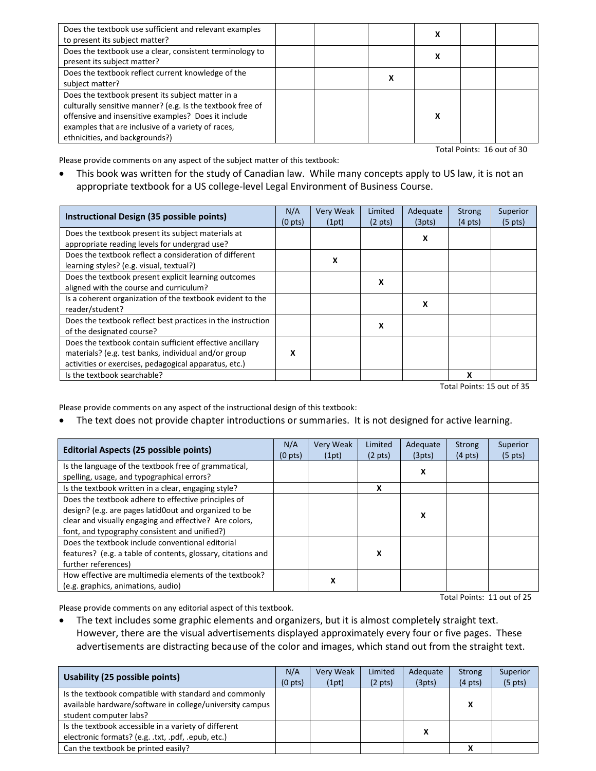| | | | | | | |
|---|---|---|---|---|---|---|
| Does the textbook use sufficient and relevant examples to present its subject matter? | | | | X | | |
| Does the textbook use a clear, consistent terminology to present its subject matter? | | | | X | | |
| Does the textbook reflect current knowledge of the subject matter? | | | X | | | |
| Does the textbook present its subject matter in a culturally sensitive manner? (e.g. Is the textbook free of offensive and insensitive examples? Does it include examples that are inclusive of a variety of races, ethnicities, and backgrounds?) | | | | X | | |

Total Points: 16 out of 30

Please provide comments on any aspect of the subject matter of this textbook:

- This book was written for the study of Canadian law. While many concepts apply to US law, it is not an appropriate textbook for a US college-level Legal Environment of Business Course.

| Instructional Design (35 possible points) | N/A (0 pts) | Very Weak (1pt) | Limited (2 pts) | Adequate (3pts) | Strong (4 pts) | Superior (5 pts) |
|---|---|---|---|---|---|---|
| Does the textbook present its subject materials at appropriate reading levels for undergrad use? | | | | X | | |
| Does the textbook reflect a consideration of different learning styles? (e.g. visual, textual?) | | X | | | | |
| Does the textbook present explicit learning outcomes aligned with the course and curriculum? | | | X | | | |
| Is a coherent organization of the textbook evident to the reader/student? | | | | X | | |
| Does the textbook reflect best practices in the instruction of the designated course? | | | X | | | |
| Does the textbook contain sufficient effective ancillary materials? (e.g. test banks, individual and/or group activities or exercises, pedagogical apparatus, etc.) | X | | | | | |
| Is the textbook searchable? | | | | | X | |

Total Points: 15 out of 35

Please provide comments on any aspect of the instructional design of this textbook:

- The text does not provide chapter introductions or summaries. It is not designed for active learning.

| Editorial Aspects (25 possible points) | N/A (0 pts) | Very Weak (1pt) | Limited (2 pts) | Adequate (3pts) | Strong (4 pts) | Superior (5 pts) |
|---|---|---|---|---|---|---|
| Is the language of the textbook free of grammatical, spelling, usage, and typographical errors? | | | | X | | |
| Is the textbook written in a clear, engaging style? | | | X | | | |
| Does the textbook adhere to effective principles of design? (e.g. are pages latid0out and organized to be clear and visually engaging and effective? Are colors, font, and typography consistent and unified?) | | | | X | | |
| Does the textbook include conventional editorial features? (e.g. a table of contents, glossary, citations and further references) | | | X | | | |
| How effective are multimedia elements of the textbook? (e.g. graphics, animations, audio) | | X | | | | |

Total Points: 11 out of 25

Please provide comments on any editorial aspect of this textbook.

- The text includes some graphic elements and organizers, but it is almost completely straight text. However, there are the visual advertisements displayed approximately every four or five pages. These advertisements are distracting because of the color and images, which stand out from the straight text.

| Usability (25 possible points) | N/A (0 pts) | Very Weak (1pt) | Limited (2 pts) | Adequate (3pts) | Strong (4 pts) | Superior (5 pts) |
|---|---|---|---|---|---|---|
| Is the textbook compatible with standard and commonly available hardware/software in college/university campus student computer labs? | | | | | X | |
| Is the textbook accessible in a variety of different electronic formats? (e.g. .txt, .pdf, .epub, etc.) | | | | X | | |
| Can the textbook be printed easily? | | | | | X | |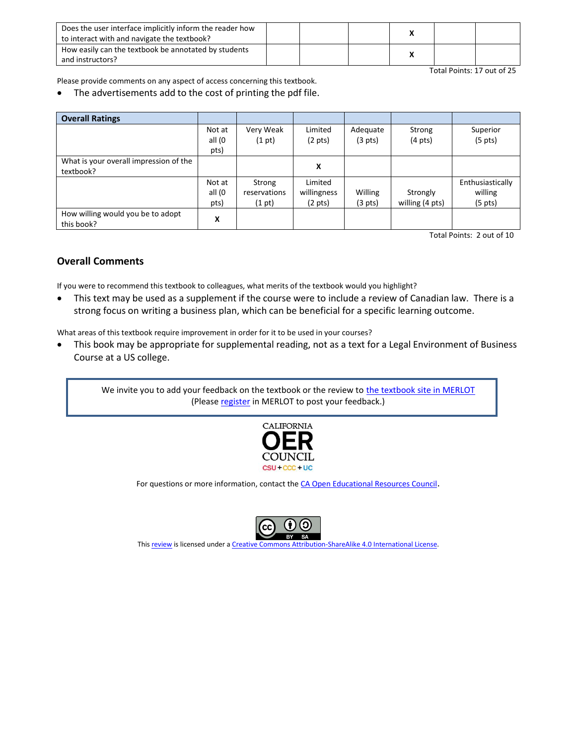| | | | | | | |
|---|---|---|---|---|---|---|
| Does the user interface implicitly inform the reader how to interact with and navigate the textbook? | | | | X | | |
| How easily can the textbook be annotated by students and instructors? | | | | X | | |

Total Points: 17 out of 25

Please provide comments on any aspect of access concerning this textbook.

- The advertisements add to the cost of printing the pdf file.

| Overall Ratings | | | | | | |
|---|---|---|---|---|---|---|
| | Not at all (0 pts) | Very Weak (1 pt) | Limited (2 pts) | Adequate (3 pts) | Strong (4 pts) | Superior (5 pts) |
| What is your overall impression of the textbook? | | | X | | | |
| | Not at all (0 pts) | Strong reservations (1 pt) | Limited willingness (2 pts) | Willing (3 pts) | Strongly willing (4 pts) | Enthusiastically willing (5 pts) |
| How willing would you be to adopt this book? | X | | | | | |

Total Points: 2 out of 10

## Overall Comments

If you were to recommend this textbook to colleagues, what merits of the textbook would you highlight?

- This text may be used as a supplement if the course were to include a review of Canadian law. There is a strong focus on writing a business plan, which can be beneficial for a specific learning outcome.

What areas of this textbook require improvement in order for it to be used in your courses?

- This book may be appropriate for supplemental reading, not as a text for a Legal Environment of Business Course at a US college.

We invite you to add your feedback on the textbook or the review to the textbook site in MERLOT
(Please register in MERLOT to post your feedback.)

CALIFORNIA OER COUNCIL
CSU + CCC + UC

For questions or more information, contact the CA Open Educational Resources Council.

This review is licensed under a Creative Commons Attribution-ShareAlike 4.0 International License.